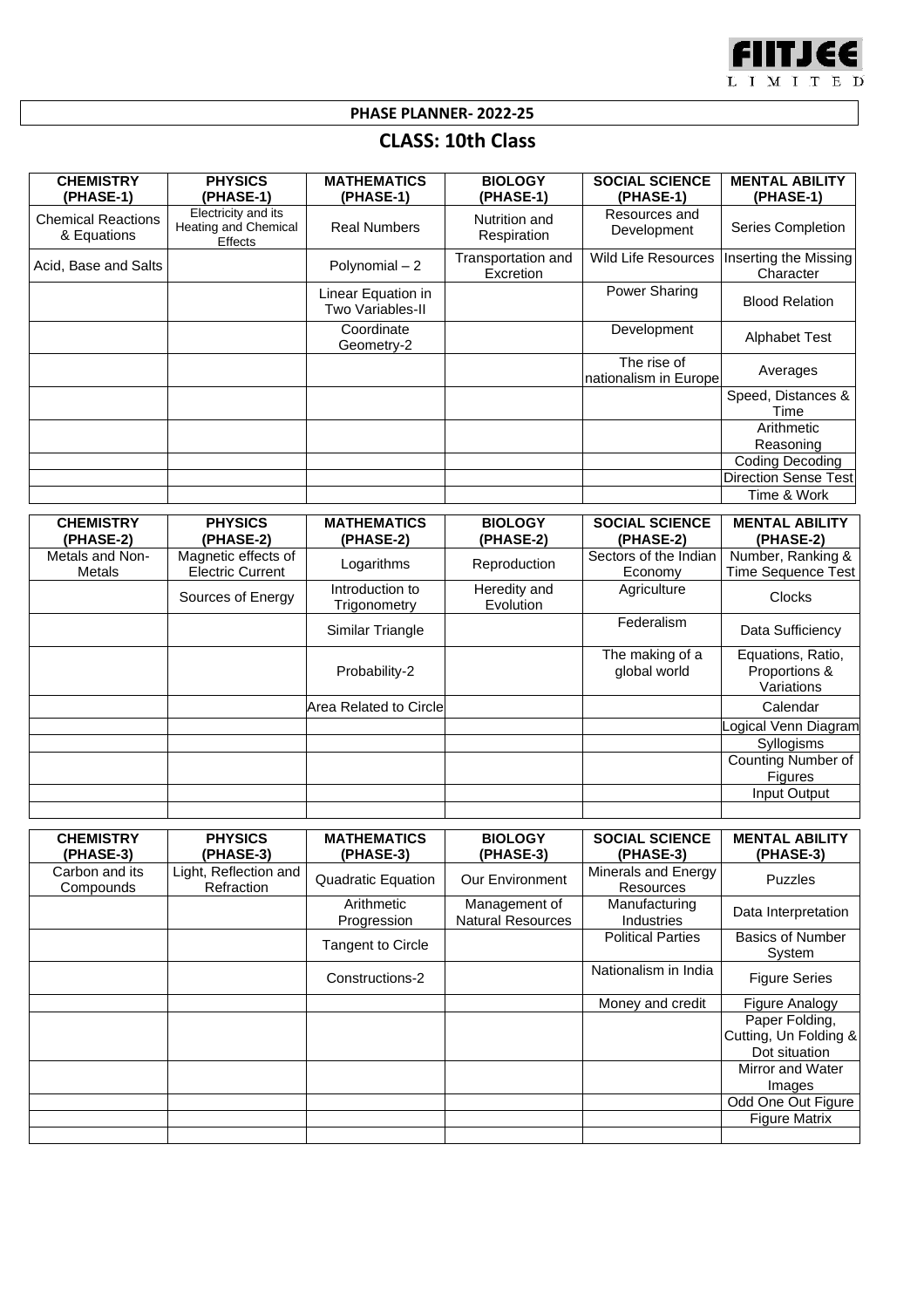FIITJEE LIMITED

## PHASE PLANNER- 2022-25

# CLASS: 10th Class

| CHEMISTRY (PHASE-1) | PHYSICS (PHASE-1) | MATHEMATICS (PHASE-1) | BIOLOGY (PHASE-1) | SOCIAL SCIENCE (PHASE-1) | MENTAL ABILITY (PHASE-1) |
|---|---|---|---|---|---|
| Chemical Reactions & Equations | Electricity and its Heating and Chemical Effects | Real Numbers | Nutrition and Respiration | Resources and Development | Series Completion |
| Acid, Base and Salts | | Polynomial – 2 | Transportation and Excretion | Wild Life Resources | Inserting the Missing Character |
| | | Linear Equation in Two Variables-II | | Power Sharing | Blood Relation |
| | | Coordinate Geometry-2 | | Development | Alphabet Test |
| | | | | The rise of nationalism in Europe | Averages |
| | | | | | Speed, Distances & Time |
| | | | | | Arithmetic Reasoning |
| | | | | | Coding Decoding |
| | | | | | Direction Sense Test |
| | | | | | Time & Work |

| CHEMISTRY (PHASE-2) | PHYSICS (PHASE-2) | MATHEMATICS (PHASE-2) | BIOLOGY (PHASE-2) | SOCIAL SCIENCE (PHASE-2) | MENTAL ABILITY (PHASE-2) |
|---|---|---|---|---|---|
| Metals and Non-Metals | Magnetic effects of Electric Current | Logarithms | Reproduction | Sectors of the Indian Economy | Number, Ranking & Time Sequence Test |
| | Sources of Energy | Introduction to Trigonometry | Heredity and Evolution | Agriculture | Clocks |
| | | Similar Triangle | | Federalism | Data Sufficiency |
| | | Probability-2 | | The making of a global world | Equations, Ratio, Proportions & Variations |
| | | Area Related to Circle | | | Calendar |
| | | | | | Logical Venn Diagram |
| | | | | | Syllogisms |
| | | | | | Counting Number of Figures |
| | | | | | Input Output |
| | | | | | |

| CHEMISTRY (PHASE-3) | PHYSICS (PHASE-3) | MATHEMATICS (PHASE-3) | BIOLOGY (PHASE-3) | SOCIAL SCIENCE (PHASE-3) | MENTAL ABILITY (PHASE-3) |
|---|---|---|---|---|---|
| Carbon and its Compounds | Light, Reflection and Refraction | Quadratic Equation | Our Environment | Minerals and Energy Resources | Puzzles |
| | | Arithmetic Progression | Management of Natural Resources | Manufacturing Industries | Data Interpretation |
| | | Tangent to Circle | | Political Parties | Basics of Number System |
| | | Constructions-2 | | Nationalism in India | Figure Series |
| | | | | Money and credit | Figure Analogy |
| | | | | | Paper Folding, Cutting, Un Folding & Dot situation |
| | | | | | Mirror and Water Images |
| | | | | | Odd One Out Figure |
| | | | | | Figure Matrix |
| | | | | | |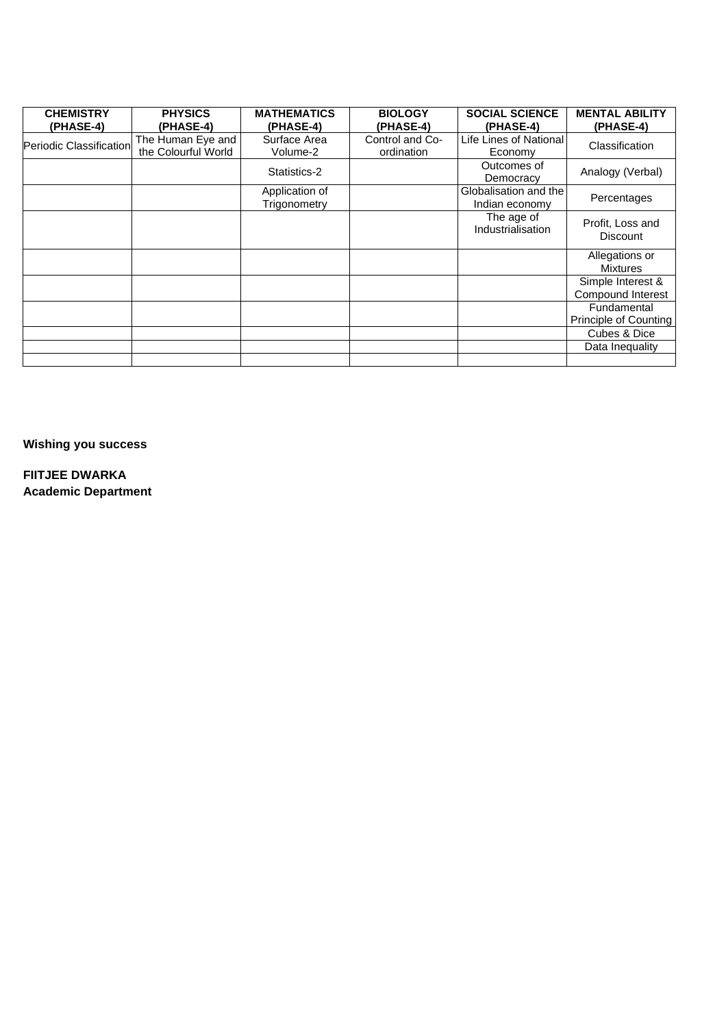| CHEMISTRY (PHASE-4) | PHYSICS (PHASE-4) | MATHEMATICS (PHASE-4) | BIOLOGY (PHASE-4) | SOCIAL SCIENCE (PHASE-4) | MENTAL ABILITY (PHASE-4) |
|---|---|---|---|---|---|
| Periodic Classification | The Human Eye and the Colourful World | Surface Area Volume-2 | Control and Co-ordination | Life Lines of National Economy | Classification |
| | | Statistics-2 | | Outcomes of Democracy | Analogy (Verbal) |
| | | Application of Trigonometry | | Globalisation and the Indian economy | Percentages |
| | | | | The age of Industrialisation | Profit, Loss and Discount |
| | | | | | Allegations or Mixtures |
| | | | | | Simple Interest & Compound Interest |
| | | | | | Fundamental Principle of Counting |
| | | | | | Cubes & Dice |
| | | | | | Data Inequality |
| | | | | | |

**Wishing you success**

**FIITJEE DWARKA**
**Academic Department**